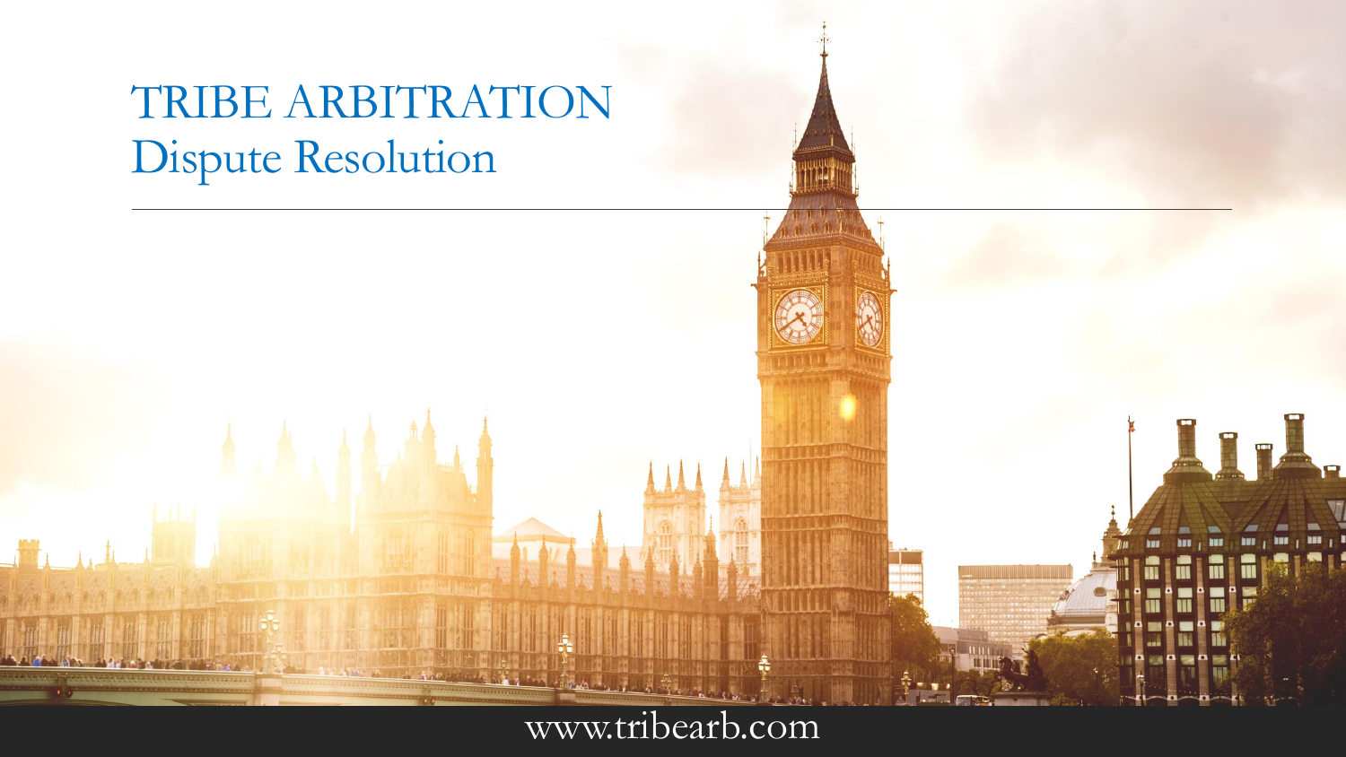# TRIBE ARBITRATION

## Dispute Resolution

www.tribearb.com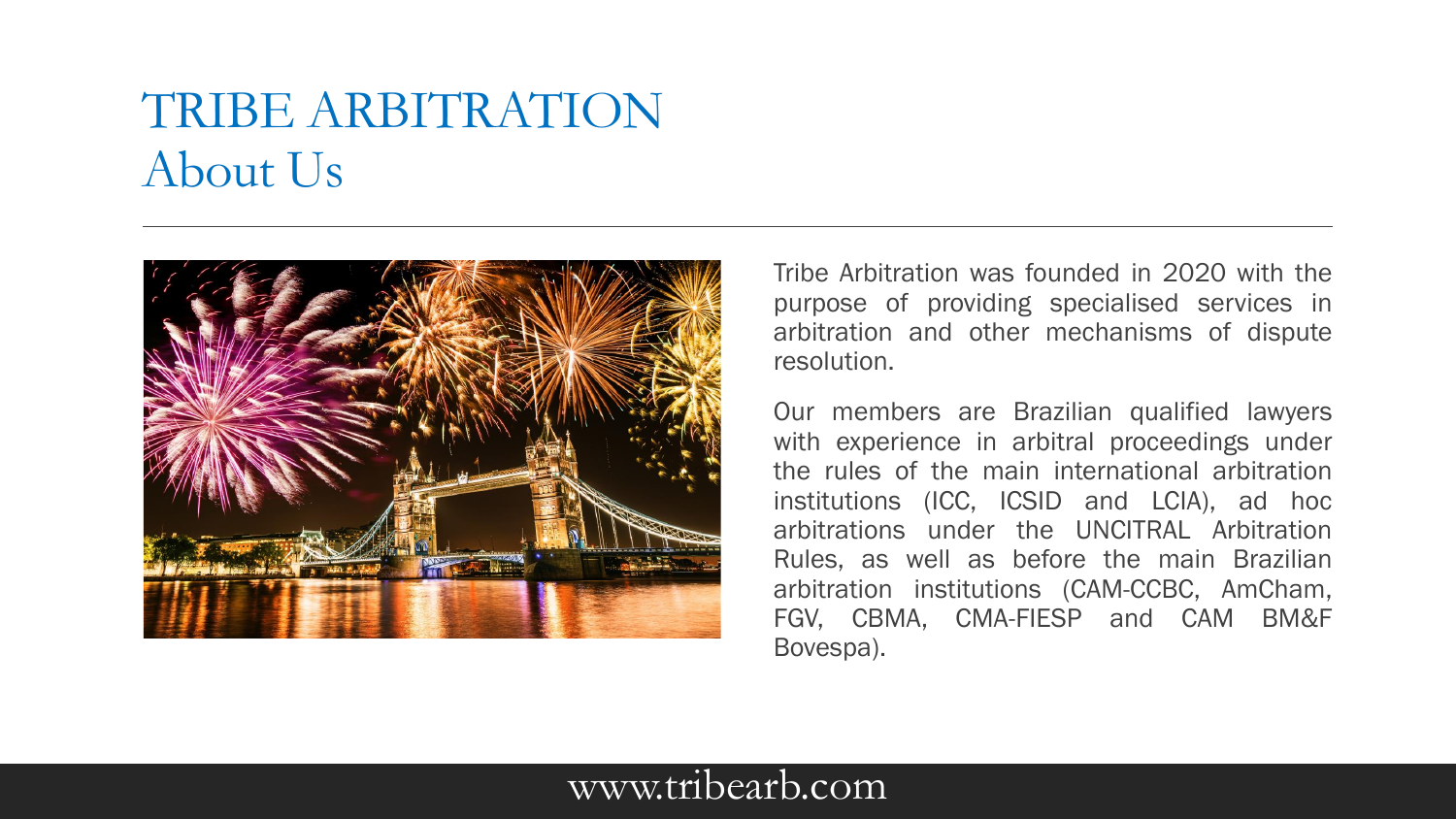# TRIBE ARBITRATION
## About Us

Tribe Arbitration was founded in 2020 with the purpose of providing specialised services in arbitration and other mechanisms of dispute resolution.

Our members are Brazilian qualified lawyers with experience in arbitral proceedings under the rules of the main international arbitration institutions (ICC, ICSID and LCIA), ad hoc arbitrations under the UNCITRAL Arbitration Rules, as well as before the main Brazilian arbitration institutions (CAM-CCBC, AmCham, FGV, CBMA, CMA-FIESP and CAM BM&F Bovespa).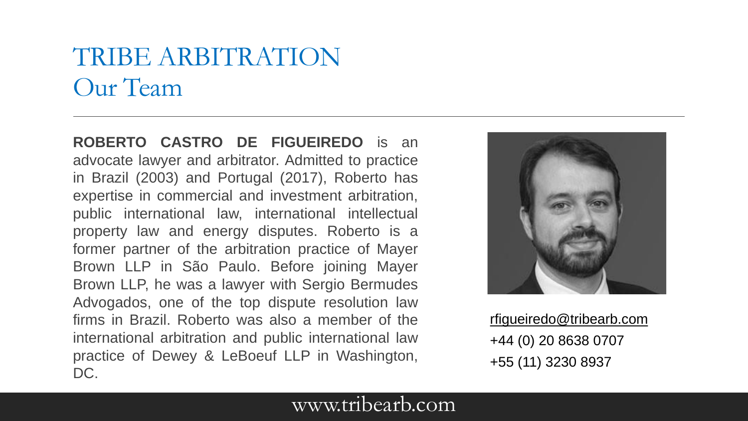# TRIBE ARBITRATION
## Our Team

**ROBERTO CASTRO DE FIGUEIREDO** is an advocate lawyer and arbitrator. Admitted to practice in Brazil (2003) and Portugal (2017), Roberto has expertise in commercial and investment arbitration, public international law, international intellectual property law and energy disputes. Roberto is a former partner of the arbitration practice of Mayer Brown LLP in São Paulo. Before joining Mayer Brown LLP, he was a lawyer with Sergio Bermudes Advogados, one of the top dispute resolution law firms in Brazil. Roberto was also a member of the international arbitration and public international law practice of Dewey & LeBoeuf LLP in Washington, DC.

rfigueiredo@tribearb.com
+44 (0) 20 8638 0707
+55 (11) 3230 8937

www.tribearb.com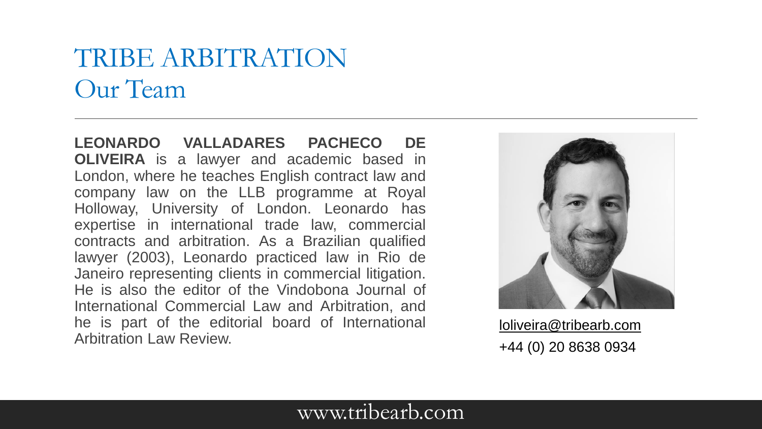# TRIBE ARBITRATION

## Our Team

---

**LEONARDO VALLADARES PACHECO DE OLIVEIRA** is a lawyer and academic based in London, where he teaches English contract law and company law on the LLB programme at Royal Holloway, University of London. Leonardo has expertise in international trade law, commercial contracts and arbitration. As a Brazilian qualified lawyer (2003), Leonardo practiced law in Rio de Janeiro representing clients in commercial litigation. He is also the editor of the Vindobona Journal of International Commercial Law and Arbitration, and he is part of the editorial board of International Arbitration Law Review.

loliveira@tribearb.com

+44 (0) 20 8638 0934

www.tribearb.com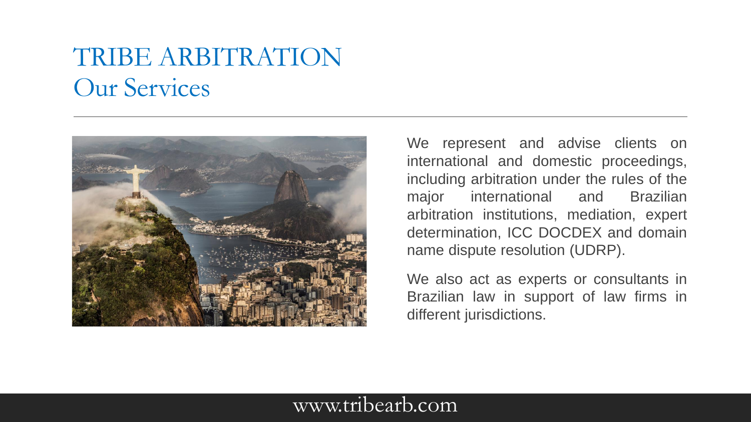# TRIBE ARBITRATION

## Our Services

We represent and advise clients on international and domestic proceedings, including arbitration under the rules of the major international and Brazilian arbitration institutions, mediation, expert determination, ICC DOCDEX and domain name dispute resolution (UDRP).

We also act as experts or consultants in Brazilian law in support of law firms in different jurisdictions.

www.tribearb.com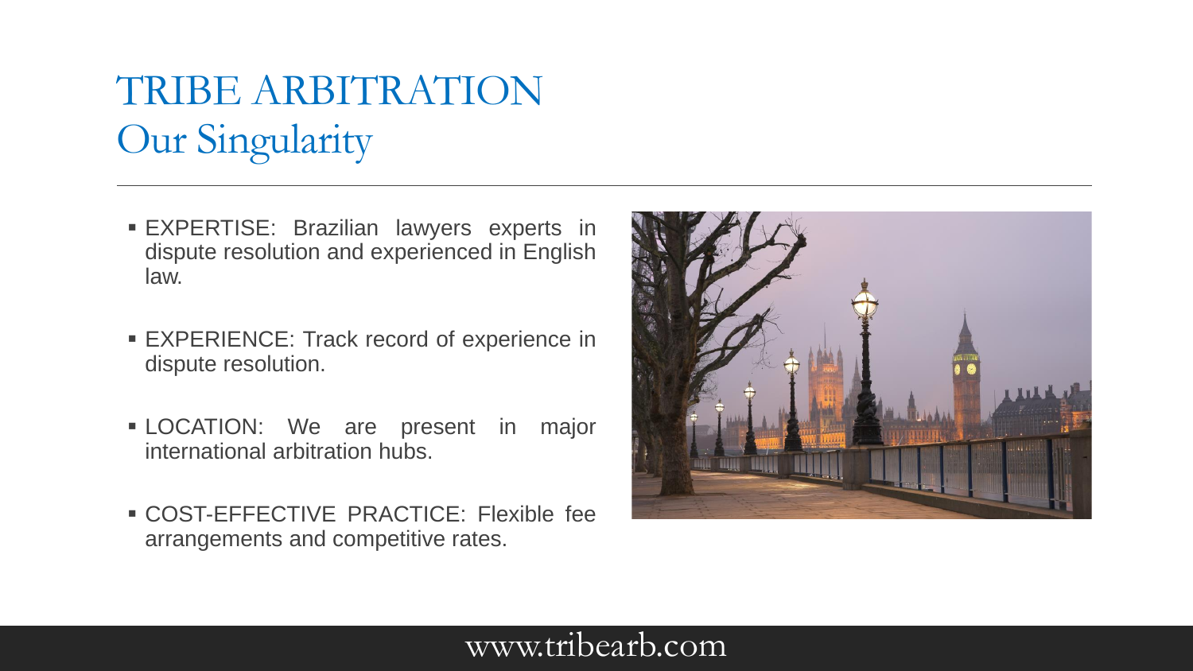# TRIBE ARBITRATION

## Our Singularity

- EXPERTISE: Brazilian lawyers experts in dispute resolution and experienced in English law.
- EXPERIENCE: Track record of experience in dispute resolution.
- LOCATION: We are present in major international arbitration hubs.
- COST-EFFECTIVE PRACTICE: Flexible fee arrangements and competitive rates.

www.tribearb.com